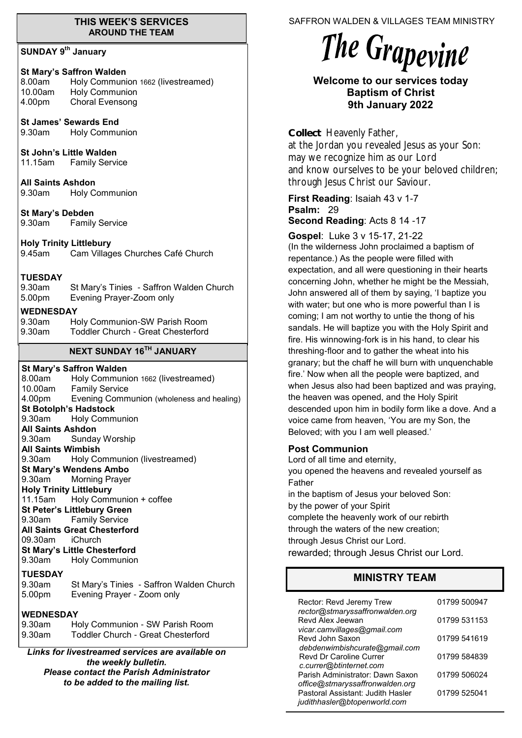## THIS WEEK'S SERVICES AROUND THE TEAM

### SUNDAY 9th January

**St Mary's Saffron Walden**
8.00am Holy Communion 1662 (livestreamed)
10.00am Holy Communion
4.00pm Choral Evensong

**St James' Sewards End**
9.30am Holy Communion

**St John's Little Walden**
11.15am Family Service

**All Saints Ashdon**
9.30am Holy Communion

**St Mary's Debden**
9.30am Family Service

**Holy Trinity Littlebury**
9.45am Cam Villages Churches Café Church

**TUESDAY**
9.30am St Mary's Tinies - Saffron Walden Church
5.00pm Evening Prayer-Zoom only

**WEDNESDAY**
9.30am Holy Communion-SW Parish Room
9.30am Toddler Church - Great Chesterford

### NEXT SUNDAY 16TH JANUARY

**St Mary's Saffron Walden**
8.00am Holy Communion 1662 (livestreamed)
10.00am Family Service
4.00pm Evening Communion (wholeness and healing)

**St Botolph's Hadstock**
9.30am Holy Communion

**All Saints Ashdon**
9.30am Sunday Worship

**All Saints Wimbish**
9.30am Holy Communion (livestreamed)

**St Mary's Wendens Ambo**
9.30am Morning Prayer

**Holy Trinity Littlebury**
11.15am Holy Communion + coffee

**St Peter's Littlebury Green**
9.30am Family Service

**All Saints Great Chesterford**
09.30am iChurch

**St Mary's Little Chesterford**
9.30am Holy Communion

**TUESDAY**
9.30am St Mary's Tinies - Saffron Walden Church
5.00pm Evening Prayer - Zoom only

**WEDNESDAY**
9.30am Holy Communion - SW Parish Room
9.30am Toddler Church - Great Chesterford

***Links for livestreamed services are available on the weekly bulletin. Please contact the Parish Administrator to be added to the mailing list.***

SAFFRON WALDEN & VILLAGES TEAM MINISTRY

# The Grapevine

**Welcome to our services today**
**Baptism of Christ**
**9th January 2022**

**Collect** Heavenly Father,
at the Jordan you revealed Jesus as your Son:
may we recognize him as our Lord
and know ourselves to be your beloved children;
through Jesus Christ our Saviour.

**First Reading**: Isaiah 43 v 1-7
**Psalm:** 29
**Second Reading**: Acts 8 14 -17

**Gospel**: Luke 3 v 15-17, 21-22
(In the wilderness John proclaimed a baptism of repentance.) As the people were filled with expectation, and all were questioning in their hearts concerning John, whether he might be the Messiah, John answered all of them by saying, 'I baptize you with water; but one who is more powerful than I is coming; I am not worthy to untie the thong of his sandals. He will baptize you with the Holy Spirit and fire. His winnowing-fork is in his hand, to clear his threshing-floor and to gather the wheat into his granary; but the chaff he will burn with unquenchable fire.' Now when all the people were baptized, and when Jesus also had been baptized and was praying, the heaven was opened, and the Holy Spirit descended upon him in bodily form like a dove. And a voice came from heaven, 'You are my Son, the Beloved; with you I am well pleased.'

**Post Communion**
Lord of all time and eternity,
you opened the heavens and revealed yourself as Father
in the baptism of Jesus your beloved Son:
by the power of your Spirit
complete the heavenly work of our rebirth
through the waters of the new creation;
through Jesus Christ our Lord.
rewarded; through Jesus Christ our Lord.

## MINISTRY TEAM

| | |
|---|---|
| Rector: Revd Jeremy Trew *rector@stmaryssaffronwalden.org* | 01799 500947 |
| Revd Alex Jeewan *vicar.camvillages@gmail.com* | 01799 531153 |
| Revd John Saxon *debdenwimbishcurate@gmail.com* | 01799 541619 |
| Revd Dr Caroline Currer *c.currer@btinternet.com* | 01799 584839 |
| Parish Administrator: Dawn Saxon *office@stmaryssaffronwalden.org* | 01799 506024 |
| Pastoral Assistant: Judith Hasler *judithhasler@btopenworld.com* | 01799 525041 |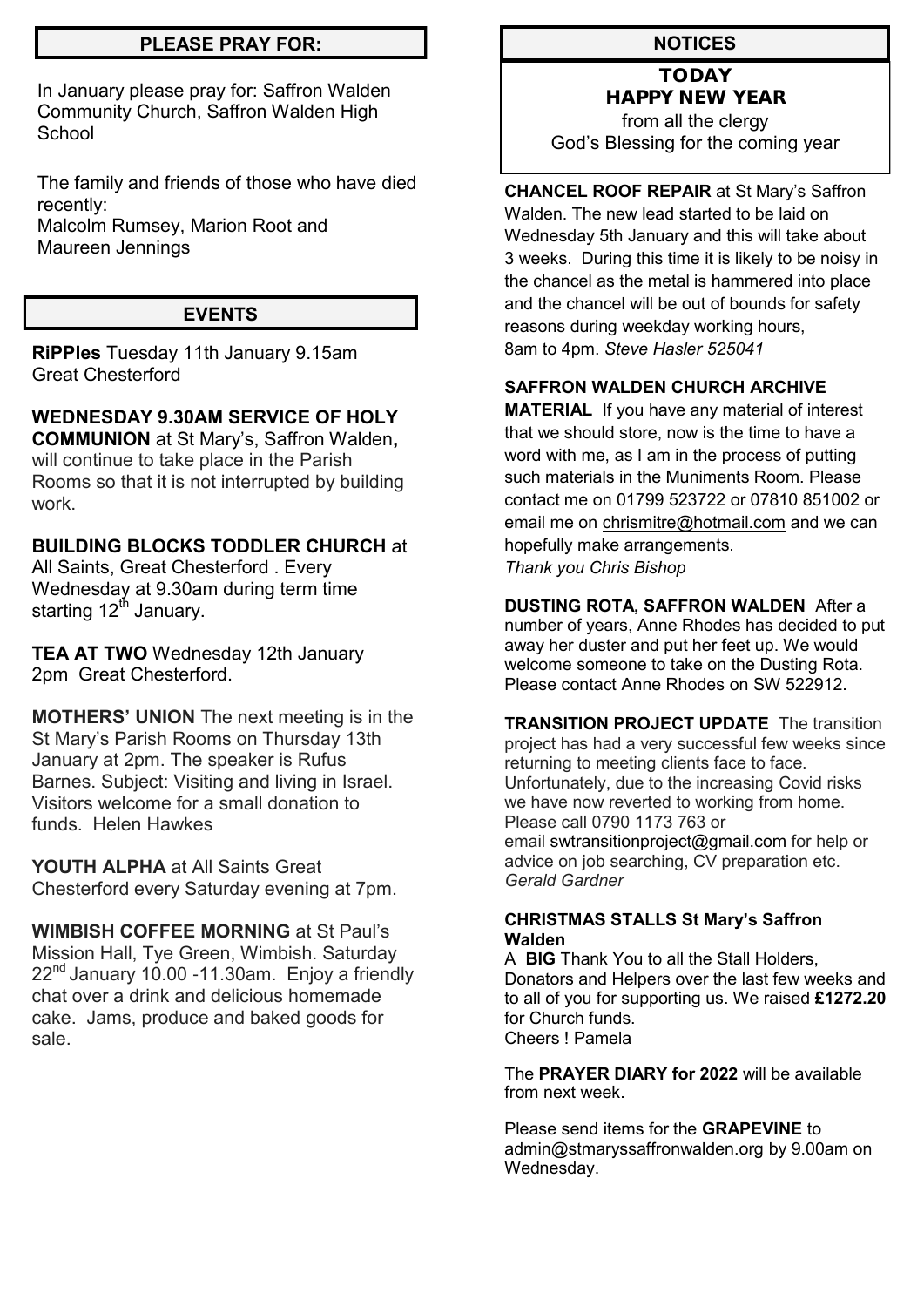## PLEASE PRAY FOR:

In January please pray for: Saffron Walden Community Church, Saffron Walden High School

The family and friends of those who have died recently:
Malcolm Rumsey, Marion Root and Maureen Jennings

## EVENTS

**RiPPles** Tuesday 11th January 9.15am Great Chesterford

**WEDNESDAY 9.30AM SERVICE OF HOLY COMMUNION** at St Mary's, Saffron Walden**,** will continue to take place in the Parish Rooms so that it is not interrupted by building work.

**BUILDING BLOCKS TODDLER CHURCH** at All Saints, Great Chesterford . Every Wednesday at 9.30am during term time starting 12th January.

**TEA AT TWO** Wednesday 12th January 2pm Great Chesterford.

**MOTHERS' UNION** The next meeting is in the St Mary's Parish Rooms on Thursday 13th January at 2pm. The speaker is Rufus Barnes. Subject: Visiting and living in Israel. Visitors welcome for a small donation to funds. Helen Hawkes

**YOUTH ALPHA** at All Saints Great Chesterford every Saturday evening at 7pm.

**WIMBISH COFFEE MORNING** at St Paul's Mission Hall, Tye Green, Wimbish. Saturday 22nd January 10.00 -11.30am. Enjoy a friendly chat over a drink and delicious homemade cake. Jams, produce and baked goods for sale.

## NOTICES

**TODAY**
**HAPPY NEW YEAR**
from all the clergy
God's Blessing for the coming year

**CHANCEL ROOF REPAIR** at St Mary's Saffron Walden. The new lead started to be laid on Wednesday 5th January and this will take about 3 weeks. During this time it is likely to be noisy in the chancel as the metal is hammered into place and the chancel will be out of bounds for safety reasons during weekday working hours, 8am to 4pm. *Steve Hasler 525041*

**SAFFRON WALDEN CHURCH ARCHIVE MATERIAL** If you have any material of interest that we should store, now is the time to have a word with me, as I am in the process of putting such materials in the Muniments Room. Please contact me on 01799 523722 or 07810 851002 or email me on chrismitre@hotmail.com and we can hopefully make arrangements.
*Thank you Chris Bishop*

**DUSTING ROTA, SAFFRON WALDEN** After a number of years, Anne Rhodes has decided to put away her duster and put her feet up. We would welcome someone to take on the Dusting Rota. Please contact Anne Rhodes on SW 522912.

**TRANSITION PROJECT UPDATE** The transition project has had a very successful few weeks since returning to meeting clients face to face. Unfortunately, due to the increasing Covid risks we have now reverted to working from home. Please call 0790 1173 763 or email swtransitionproject@gmail.com for help or advice on job searching, CV preparation etc. *Gerald Gardner*

**CHRISTMAS STALLS St Mary's Saffron Walden**

A **BIG** Thank You to all the Stall Holders, Donators and Helpers over the last few weeks and to all of you for supporting us. We raised **£1272.20** for Church funds.
Cheers ! Pamela

The **PRAYER DIARY for 2022** will be available from next week.

Please send items for the **GRAPEVINE** to admin@stmaryssaffronwalden.org by 9.00am on Wednesday.